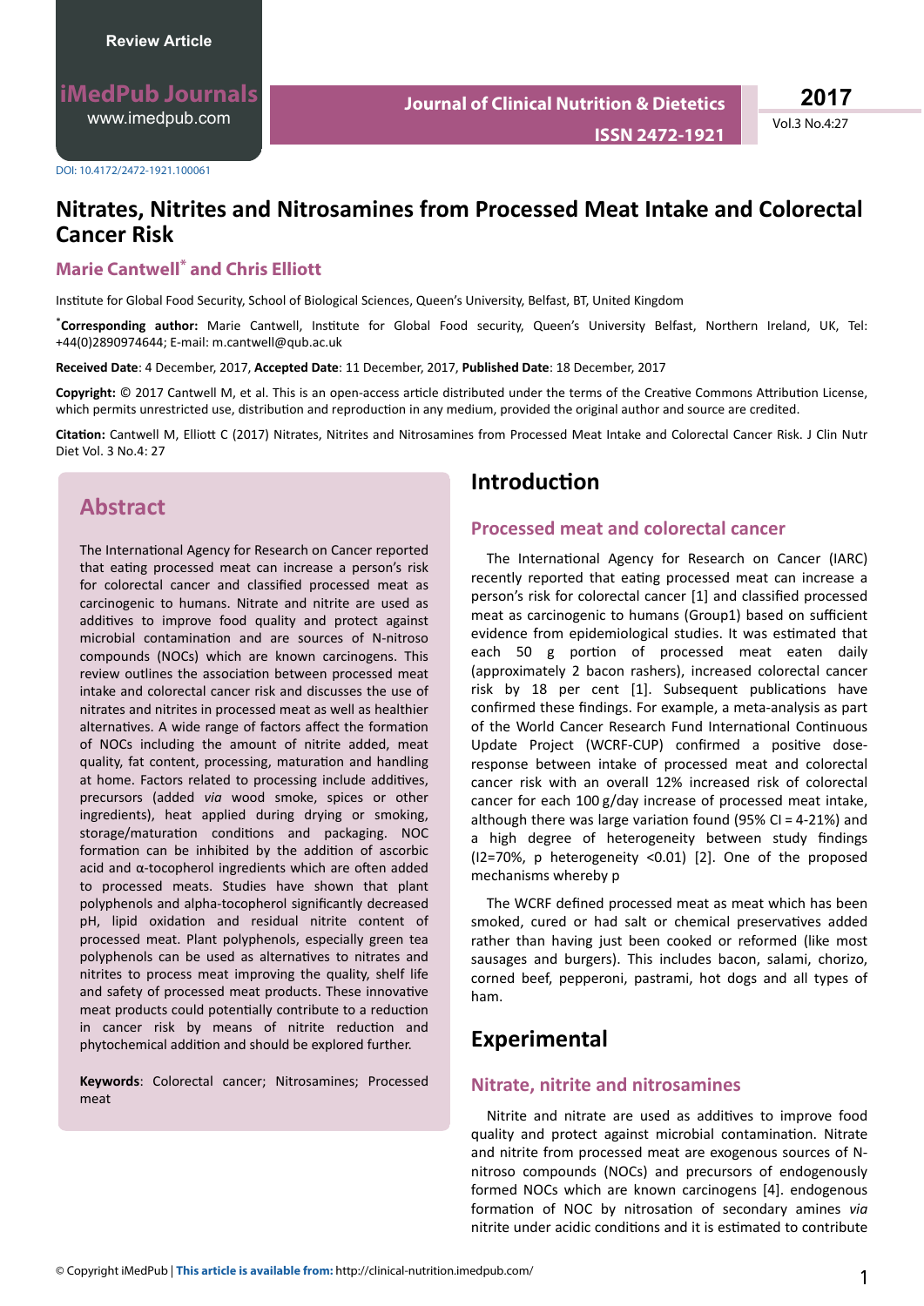Review Article

DOI: 10.4172/2472-1921.100061

# Nitrates, Nitrites and Nitrosamines from Processed Meat Intake and Colorectal Cancer Risk

## Marie Cantwell* and Chris Elliott

Institute for Global Food Security, School of Biological Sciences, Queen's University, Belfast, BT, United Kingdom

***Corresponding author:** Marie Cantwell, Institute for Global Food security, Queen's University Belfast, Northern Ireland, UK, Tel: +44(0)2890974644; E-mail: m.cantwell@qub.ac.uk

**Received Date**: 4 December, 2017, **Accepted Date**: 11 December, 2017, **Published Date**: 18 December, 2017

**Copyright:** © 2017 Cantwell M, et al. This is an open-access article distributed under the terms of the Creative Commons Attribution License, which permits unrestricted use, distribution and reproduction in any medium, provided the original author and source are credited.

**Citation:** Cantwell M, Elliott C (2017) Nitrates, Nitrites and Nitrosamines from Processed Meat Intake and Colorectal Cancer Risk. J Clin Nutr Diet Vol. 3 No.4: 27

## Abstract

The International Agency for Research on Cancer reported that eating processed meat can increase a person's risk for colorectal cancer and classified processed meat as carcinogenic to humans. Nitrate and nitrite are used as additives to improve food quality and protect against microbial contamination and are sources of N-nitroso compounds (NOCs) which are known carcinogens. This review outlines the association between processed meat intake and colorectal cancer risk and discusses the use of nitrates and nitrites in processed meat as well as healthier alternatives. A wide range of factors affect the formation of NOCs including the amount of nitrite added, meat quality, fat content, processing, maturation and handling at home. Factors related to processing include additives, precursors (added *via* wood smoke, spices or other ingredients), heat applied during drying or smoking, storage/maturation conditions and packaging. NOC formation can be inhibited by the addition of ascorbic acid and α-tocopherol ingredients which are often added to processed meats. Studies have shown that plant polyphenols and alpha-tocopherol significantly decreased pH, lipid oxidation and residual nitrite content of processed meat. Plant polyphenols, especially green tea polyphenols can be used as alternatives to nitrates and nitrites to process meat improving the quality, shelf life and safety of processed meat products. These innovative meat products could potentially contribute to a reduction in cancer risk by means of nitrite reduction and phytochemical addition and should be explored further.

**Keywords**: Colorectal cancer; Nitrosamines; Processed meat

## Introduction

### Processed meat and colorectal cancer

The International Agency for Research on Cancer (IARC) recently reported that eating processed meat can increase a person's risk for colorectal cancer [1] and classified processed meat as carcinogenic to humans (Group1) based on sufficient evidence from epidemiological studies. It was estimated that each 50 g portion of processed meat eaten daily (approximately 2 bacon rashers), increased colorectal cancer risk by 18 per cent [1]. Subsequent publications have confirmed these findings. For example, a meta-analysis as part of the World Cancer Research Fund International Continuous Update Project (WCRF-CUP) confirmed a positive dose-response between intake of processed meat and colorectal cancer risk with an overall 12% increased risk of colorectal cancer for each 100 g/day increase of processed meat intake, although there was large variation found (95% CI = 4-21%) and a high degree of heterogeneity between study findings ($I2=70\%$, p heterogeneity <0.01) [2]. One of the proposed mechanisms whereby p

The WCRF defined processed meat as meat which has been smoked, cured or had salt or chemical preservatives added rather than having just been cooked or reformed (like most sausages and burgers). This includes bacon, salami, chorizo, corned beef, pepperoni, pastrami, hot dogs and all types of ham.

## Experimental

### Nitrate, nitrite and nitrosamines

Nitrite and nitrate are used as additives to improve food quality and protect against microbial contamination. Nitrate and nitrite from processed meat are exogenous sources of N-nitroso compounds (NOCs) and precursors of endogenously formed NOCs which are known carcinogens [4]. endogenous formation of NOC by nitrosation of secondary amines *via* nitrite under acidic conditions and it is estimated to contribute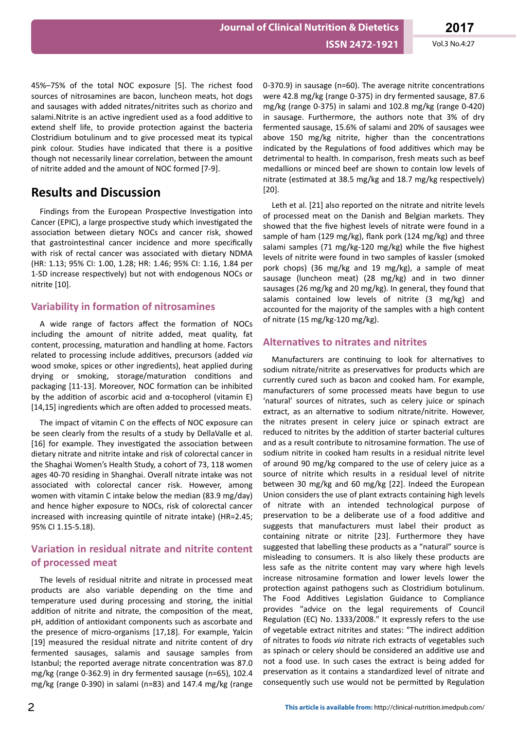45%–75% of the total NOC exposure [5]. The richest food sources of nitrosamines are bacon, luncheon meats, hot dogs and sausages with added nitrates/nitrites such as chorizo and salami.Nitrite is an active ingredient used as a food additive to extend shelf life, to provide protection against the bacteria Clostridium botulinum and to give processed meat its typical pink colour. Studies have indicated that there is a positive though not necessarily linear correlation, between the amount of nitrite added and the amount of NOC formed [7-9].

# Results and Discussion

Findings from the European Prospective Investigation into Cancer (EPIC), a large prospective study which investigated the association between dietary NOCs and cancer risk, showed that gastrointestinal cancer incidence and more specifically with risk of rectal cancer was associated with dietary NDMA (HR: 1.13; 95% CI: 1.00, 1.28; HR: 1.46; 95% CI: 1.16, 1.84 per 1-SD increase respectively) but not with endogenous NOCs or nitrite [10].

## Variability in formation of nitrosamines

A wide range of factors affect the formation of NOCs including the amount of nitrite added, meat quality, fat content, processing, maturation and handling at home. Factors related to processing include additives, precursors (added *via* wood smoke, spices or other ingredients), heat applied during drying or smoking, storage/maturation conditions and packaging [11-13]. Moreover, NOC formation can be inhibited by the addition of ascorbic acid and α-tocopherol (vitamin E) [14,15] ingredients which are often added to processed meats.

The impact of vitamin C on the effects of NOC exposure can be seen clearly from the results of a study by DellaValle et al. [16] for example. They investigated the association between dietary nitrate and nitrite intake and risk of colorectal cancer in the Shaghai Women's Health Study, a cohort of 73, 118 women ages 40-70 residing in Shanghai. Overall nitrate intake was not associated with colorectal cancer risk. However, among women with vitamin C intake below the median (83.9 mg/day) and hence higher exposure to NOCs, risk of colorectal cancer increased with increasing quintile of nitrate intake) (HR=2.45; 95% CI 1.15-5.18).

## Variation in residual nitrate and nitrite content of processed meat

The levels of residual nitrite and nitrate in processed meat products are also variable depending on the time and temperature used during processing and storing, the initial addition of nitrite and nitrate, the composition of the meat, pH, addition of antioxidant components such as ascorbate and the presence of micro-organisms [17,18]. For example, Yalcin [19] measured the residual nitrate and nitrite content of dry fermented sausages, salamis and sausage samples from Istanbul; the reported average nitrate concentration was 87.0 mg/kg (range 0-362.9) in dry fermented sausage (n=65), 102.4 mg/kg (range 0-390) in salami (n=83) and 147.4 mg/kg (range 0-370.9) in sausage (n=60). The average nitrite concentrations were 42.8 mg/kg (range 0-375) in dry fermented sausage, 87.6 mg/kg (range 0-375) in salami and 102.8 mg/kg (range 0-420) in sausage. Furthermore, the authors note that 3% of dry fermented sausage, 15.6% of salami and 20% of sausages wee above 150 mg/kg nitrite, higher than the concentrations indicated by the Regulations of food additives which may be detrimental to health. In comparison, fresh meats such as beef medallions or minced beef are shown to contain low levels of nitrate (estimated at 38.5 mg/kg and 18.7 mg/kg respectively) [20].

Leth et al. [21] also reported on the nitrate and nitrite levels of processed meat on the Danish and Belgian markets. They showed that the five highest levels of nitrate were found in a sample of ham (129 mg/kg), flank pork (124 mg/kg) and three salami samples (71 mg/kg-120 mg/kg) while the five highest levels of nitrite were found in two samples of kassler (smoked pork chops) (36 mg/kg and 19 mg/kg), a sample of meat sausage (luncheon meat) (28 mg/kg) and in two dinner sausages (26 mg/kg and 20 mg/kg). In general, they found that salamis contained low levels of nitrite (3 mg/kg) and accounted for the majority of the samples with a high content of nitrate (15 mg/kg-120 mg/kg).

## Alternatives to nitrates and nitrites

Manufacturers are continuing to look for alternatives to sodium nitrate/nitrite as preservatives for products which are currently cured such as bacon and cooked ham. For example, manufacturers of some processed meats have begun to use 'natural' sources of nitrates, such as celery juice or spinach extract, as an alternative to sodium nitrate/nitrite. However, the nitrates present in celery juice or spinach extract are reduced to nitrites by the addition of starter bacterial cultures and as a result contribute to nitrosamine formation. The use of sodium nitrite in cooked ham results in a residual nitrite level of around 90 mg/kg compared to the use of celery juice as a source of nitrite which results in a residual level of nitrite between 30 mg/kg and 60 mg/kg [22]. Indeed the European Union considers the use of plant extracts containing high levels of nitrate with an intended technological purpose of preservation to be a deliberate use of a food additive and suggests that manufacturers must label their product as containing nitrate or nitrite [23]. Furthermore they have suggested that labelling these products as a "natural" source is misleading to consumers. It is also likely these products are less safe as the nitrite content may vary where high levels increase nitrosamine formation and lower levels lower the protection against pathogens such as Clostridium botulinum. The Food Additives Legislation Guidance to Compliance provides "advice on the legal requirements of Council Regulation (EC) No. 1333/2008." It expressly refers to the use of vegetable extract nitrites and states: "The indirect addition of nitrates to foods *via* nitrate rich extracts of vegetables such as spinach or celery should be considered an additive use and not a food use. In such cases the extract is being added for preservation as it contains a standardized level of nitrate and consequently such use would not be permitted by Regulation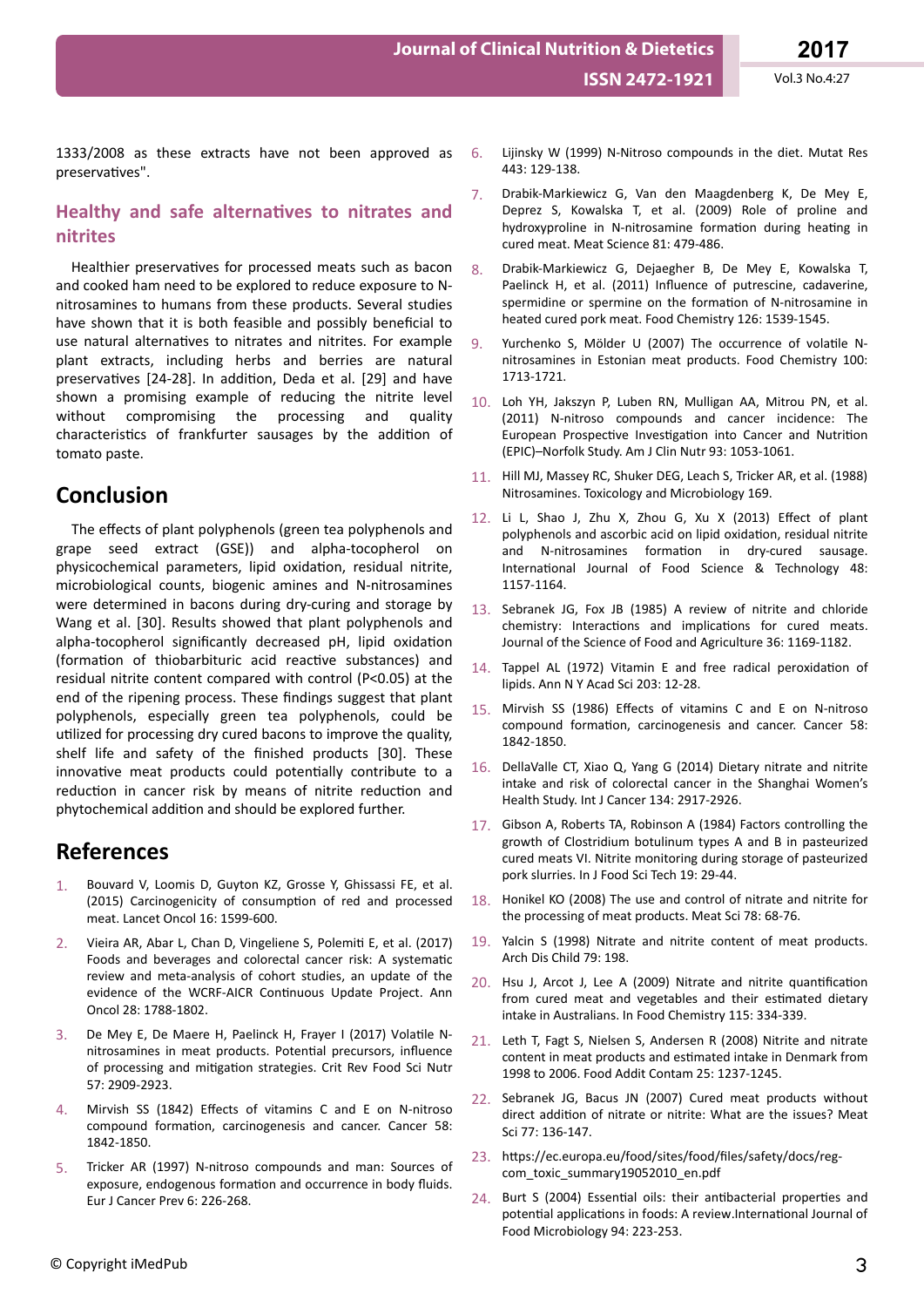1333/2008 as these extracts have not been approved as preservatives".

## Healthy and safe alternatives to nitrates and nitrites

Healthier preservatives for processed meats such as bacon and cooked ham need to be explored to reduce exposure to N-nitrosamines to humans from these products. Several studies have shown that it is both feasible and possibly beneficial to use natural alternatives to nitrates and nitrites. For example plant extracts, including herbs and berries are natural preservatives [24-28]. In addition, Deda et al. [29] and have shown a promising example of reducing the nitrite level without compromising the processing and quality characteristics of frankfurter sausages by the addition of tomato paste.

# Conclusion

The effects of plant polyphenols (green tea polyphenols and grape seed extract (GSE)) and alpha-tocopherol on physicochemical parameters, lipid oxidation, residual nitrite, microbiological counts, biogenic amines and N-nitrosamines were determined in bacons during dry-curing and storage by Wang et al. [30]. Results showed that plant polyphenols and alpha-tocopherol significantly decreased pH, lipid oxidation (formation of thiobarbituric acid reactive substances) and residual nitrite content compared with control ($P<0.05$) at the end of the ripening process. These findings suggest that plant polyphenols, especially green tea polyphenols, could be utilized for processing dry cured bacons to improve the quality, shelf life and safety of the finished products [30]. These innovative meat products could potentially contribute to a reduction in cancer risk by means of nitrite reduction and phytochemical addition and should be explored further.

# References

1. Bouvard V, Loomis D, Guyton KZ, Grosse Y, Ghissassi FE, et al. (2015) Carcinogenicity of consumption of red and processed meat. Lancet Oncol 16: 1599-600.
2. Vieira AR, Abar L, Chan D, Vingeliene S, Polemiti E, et al. (2017) Foods and beverages and colorectal cancer risk: A systematic review and meta-analysis of cohort studies, an update of the evidence of the WCRF-AICR Continuous Update Project. Ann Oncol 28: 1788-1802.
3. De Mey E, De Maere H, Paelinck H, Frayer I (2017) Volatile N-nitrosamines in meat products. Potential precursors, influence of processing and mitigation strategies. Crit Rev Food Sci Nutr 57: 2909-2923.
4. Mirvish SS (1842) Effects of vitamins C and E on N-nitroso compound formation, carcinogenesis and cancer. Cancer 58: 1842-1850.
5. Tricker AR (1997) N-nitroso compounds and man: Sources of exposure, endogenous formation and occurrence in body fluids. Eur J Cancer Prev 6: 226-268.
6. Lijinsky W (1999) N-Nitroso compounds in the diet. Mutat Res 443: 129-138.
7. Drabik-Markiewicz G, Van den Maagdenberg K, De Mey E, Deprez S, Kowalska T, et al. (2009) Role of proline and hydroxyproline in N-nitrosamine formation during heating in cured meat. Meat Science 81: 479-486.
8. Drabik-Markiewicz G, Dejaegher B, De Mey E, Kowalska T, Paelinck H, et al. (2011) Influence of putrescine, cadaverine, spermidine or spermine on the formation of N-nitrosamine in heated cured pork meat. Food Chemistry 126: 1539-1545.
9. Yurchenko S, Mölder U (2007) The occurrence of volatile N-nitrosamines in Estonian meat products. Food Chemistry 100: 1713-1721.
10. Loh YH, Jakszyn P, Luben RN, Mulligan AA, Mitrou PN, et al. (2011) N-nitroso compounds and cancer incidence: The European Prospective Investigation into Cancer and Nutrition (EPIC)–Norfolk Study. Am J Clin Nutr 93: 1053-1061.
11. Hill MJ, Massey RC, Shuker DEG, Leach S, Tricker AR, et al. (1988) Nitrosamines. Toxicology and Microbiology 169.
12. Li L, Shao J, Zhu X, Zhou G, Xu X (2013) Effect of plant polyphenols and ascorbic acid on lipid oxidation, residual nitrite and N-nitrosamines formation in dry-cured sausage. International Journal of Food Science & Technology 48: 1157-1164.
13. Sebranek JG, Fox JB (1985) A review of nitrite and chloride chemistry: Interactions and implications for cured meats. Journal of the Science of Food and Agriculture 36: 1169-1182.
14. Tappel AL (1972) Vitamin E and free radical peroxidation of lipids. Ann N Y Acad Sci 203: 12-28.
15. Mirvish SS (1986) Effects of vitamins C and E on N-nitroso compound formation, carcinogenesis and cancer. Cancer 58: 1842-1850.
16. DellaValle CT, Xiao Q, Yang G (2014) Dietary nitrate and nitrite intake and risk of colorectal cancer in the Shanghai Women's Health Study. Int J Cancer 134: 2917-2926.
17. Gibson A, Roberts TA, Robinson A (1984) Factors controlling the growth of Clostridium botulinum types A and B in pasteurized cured meats VI. Nitrite monitoring during storage of pasteurized pork slurries. In J Food Sci Tech 19: 29-44.
18. Honikel KO (2008) The use and control of nitrate and nitrite for the processing of meat products. Meat Sci 78: 68-76.
19. Yalcin S (1998) Nitrate and nitrite content of meat products. Arch Dis Child 79: 198.
20. Hsu J, Arcot J, Lee A (2009) Nitrate and nitrite quantification from cured meat and vegetables and their estimated dietary intake in Australians. In Food Chemistry 115: 334-339.
21. Leth T, Fagt S, Nielsen S, Andersen R (2008) Nitrite and nitrate content in meat products and estimated intake in Denmark from 1998 to 2006. Food Addit Contam 25: 1237-1245.
22. Sebranek JG, Bacus JN (2007) Cured meat products without direct addition of nitrate or nitrite: What are the issues? Meat Sci 77: 136-147.
23. https://ec.europa.eu/food/sites/food/files/safety/docs/reg-com_toxic_summary19052010_en.pdf
24. Burt S (2004) Essential oils: their antibacterial properties and potential applications in foods: A review.International Journal of Food Microbiology 94: 223-253.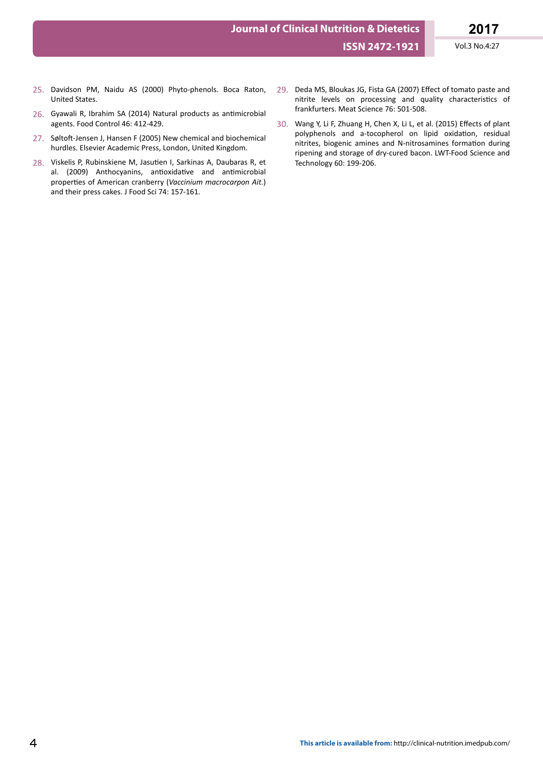25. Davidson PM, Naidu AS (2000) Phyto-phenols. Boca Raton, United States.
26. Gyawali R, Ibrahim SA (2014) Natural products as antimicrobial agents. Food Control 46: 412-429.
27. Søltoft-Jensen J, Hansen F (2005) New chemical and biochemical hurdles. Elsevier Academic Press, London, United Kingdom.
28. Viskelis P, Rubinskiene M, Jasutien I, Sarkinas A, Daubaras R, et al. (2009) Anthocyanins, antioxidative and antimicrobial properties of American cranberry (*Vaccinium macrocarpon Ait*.) and their press cakes. J Food Sci 74: 157-161.
29. Deda MS, Bloukas JG, Fista GA (2007) Effect of tomato paste and nitrite levels on processing and quality characteristics of frankfurters. Meat Science 76: 501-508.
30. Wang Y, Li F, Zhuang H, Chen X, Li L, et al. (2015) Effects of plant polyphenols and a-tocopherol on lipid oxidation, residual nitrites, biogenic amines and N-nitrosamines formation during ripening and storage of dry-cured bacon. LWT-Food Science and Technology 60: 199-206.